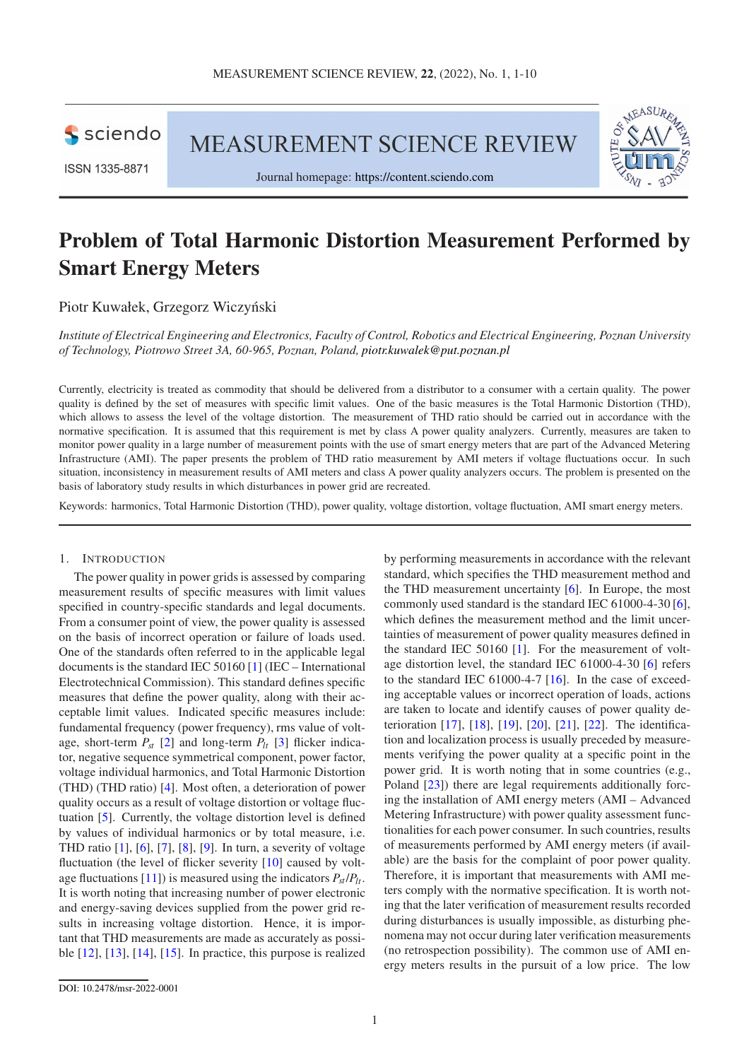# Problem of Total Harmonic Distortion Measurement Performed by Smart Energy Meters

Piotr Kuwałek, Grzegorz Wiczyński

*Institute of Electrical Engineering and Electronics, Faculty of Control, Robotics and Electrical Engineering, Poznan University of Technology, Piotrowo Street 3A, 60-965, Poznan, Poland, piotr.kuwalek@put.poznan.pl*

Currently, electricity is treated as commodity that should be delivered from a distributor to a consumer with a certain quality. The power quality is defined by the set of measures with specific limit values. One of the basic measures is the Total Harmonic Distortion (THD), which allows to assess the level of the voltage distortion. The measurement of THD ratio should be carried out in accordance with the normative specification. It is assumed that this requirement is met by class A power quality analyzers. Currently, measures are taken to monitor power quality in a large number of measurement points with the use of smart energy meters that are part of the Advanced Metering Infrastructure (AMI). The paper presents the problem of THD ratio measurement by AMI meters if voltage fluctuations occur. In such situation, inconsistency in measurement results of AMI meters and class A power quality analyzers occurs. The problem is presented on the basis of laboratory study results in which disturbances in power grid are recreated.

Keywords: harmonics, Total Harmonic Distortion (THD), power quality, voltage distortion, voltage fluctuation, AMI smart energy meters.

## 1. Introduction

The power quality in power grids is assessed by comparing measurement results of specific measures with limit values specified in country-specific standards and legal documents. From a consumer point of view, the power quality is assessed on the basis of incorrect operation or failure of loads used. One of the standards often referred to in the applicable legal documents is the standard IEC 50160 [1] (IEC – International Electrotechnical Commission). This standard defines specific measures that define the power quality, along with their acceptable limit values. Indicated specific measures include: fundamental frequency (power frequency), rms value of voltage, short-term $P_{st}$ [2] and long-term $P_{lt}$ [3] flicker indicator, negative sequence symmetrical component, power factor, voltage individual harmonics, and Total Harmonic Distortion (THD) (THD ratio) [4]. Most often, a deterioration of power quality occurs as a result of voltage distortion or voltage fluctuation [5]. Currently, the voltage distortion level is defined by values of individual harmonics or by total measure, i.e. THD ratio [1], [6], [7], [8], [9]. In turn, a severity of voltage fluctuation (the level of flicker severity [10] caused by voltage fluctuations [11]) is measured using the indicators $P_{st}$/$P_{lt}$. It is worth noting that increasing number of power electronic and energy-saving devices supplied from the power grid results in increasing voltage distortion. Hence, it is important that THD measurements are made as accurately as possible [12], [13], [14], [15]. In practice, this purpose is realized by performing measurements in accordance with the relevant standard, which specifies the THD measurement method and the THD measurement uncertainty [6]. In Europe, the most commonly used standard is the standard IEC 61000-4-30 [6], which defines the measurement method and the limit uncertainties of measurement of power quality measures defined in the standard IEC 50160 [1]. For the measurement of voltage distortion level, the standard IEC 61000-4-30 [6] refers to the standard IEC 61000-4-7 [16]. In the case of exceeding acceptable values or incorrect operation of loads, actions are taken to locate and identify causes of power quality deterioration [17], [18], [19], [20], [21], [22]. The identification and localization process is usually preceded by measurements verifying the power quality at a specific point in the power grid. It is worth noting that in some countries (e.g., Poland [23]) there are legal requirements additionally forcing the installation of AMI energy meters (AMI – Advanced Metering Infrastructure) with power quality assessment functionalities for each power consumer. In such countries, results of measurements performed by AMI energy meters (if available) are the basis for the complaint of poor power quality. Therefore, it is important that measurements with AMI meters comply with the normative specification. It is worth noting that the later verification of measurement results recorded during disturbances is usually impossible, as disturbing phenomena may not occur during later verification measurements (no retrospection possibility). The common use of AMI energy meters results in the pursuit of a low price. The low

DOI: 10.2478/msr-2022-0001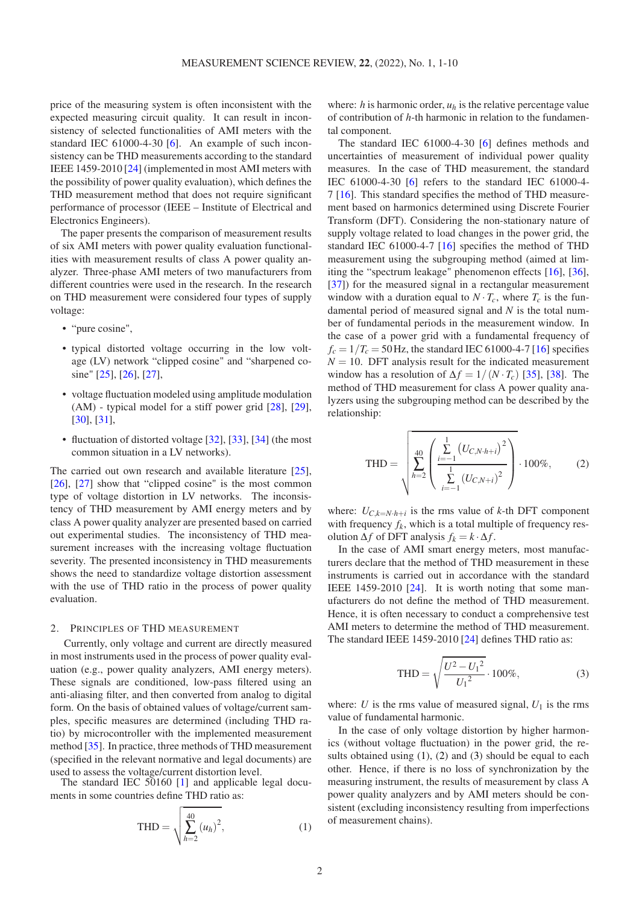price of the measuring system is often inconsistent with the expected measuring circuit quality. It can result in inconsistency of selected functionalities of AMI meters with the standard IEC 61000-4-30 [6]. An example of such inconsistency can be THD measurements according to the standard IEEE 1459-2010 [24] (implemented in most AMI meters with the possibility of power quality evaluation), which defines the THD measurement method that does not require significant performance of processor (IEEE – Institute of Electrical and Electronics Engineers).

The paper presents the comparison of measurement results of six AMI meters with power quality evaluation functionalities with measurement results of class A power quality analyzer. Three-phase AMI meters of two manufacturers from different countries were used in the research. In the research on THD measurement were considered four types of supply voltage:

- "pure cosine",
- typical distorted voltage occurring in the low voltage (LV) network "clipped cosine" and "sharpened cosine" [25], [26], [27],
- voltage fluctuation modeled using amplitude modulation (AM) - typical model for a stiff power grid [28], [29], [30], [31],
- fluctuation of distorted voltage [32], [33], [34] (the most common situation in a LV networks).

The carried out own research and available literature [25], [26], [27] show that "clipped cosine" is the most common type of voltage distortion in LV networks. The inconsistency of THD measurement by AMI energy meters and by class A power quality analyzer are presented based on carried out experimental studies. The inconsistency of THD measurement increases with the increasing voltage fluctuation severity. The presented inconsistency in THD measurements shows the need to standardize voltage distortion assessment with the use of THD ratio in the process of power quality evaluation.

## 2. Principles of THD measurement

Currently, only voltage and current are directly measured in most instruments used in the process of power quality evaluation (e.g., power quality analyzers, AMI energy meters). These signals are conditioned, low-pass filtered using an anti-aliasing filter, and then converted from analog to digital form. On the basis of obtained values of voltage/current samples, specific measures are determined (including THD ratio) by microcontroller with the implemented measurement method [35]. In practice, three methods of THD measurement (specified in the relevant normative and legal documents) are used to assess the voltage/current distortion level.

The standard IEC 50160 [1] and applicable legal documents in some countries define THD ratio as:

$$\mathrm{THD} = \sqrt{\sum_{h=2}^{40} (u_h)^2}, \tag{1}$$

where: $h$ is harmonic order, $u_h$ is the relative percentage value of contribution of $h$-th harmonic in relation to the fundamental component.

The standard IEC 61000-4-30 [6] defines methods and uncertainties of measurement of individual power quality measures. In the case of THD measurement, the standard IEC 61000-4-30 [6] refers to the standard IEC 61000-4-7 [16]. This standard specifies the method of THD measurement based on harmonics determined using Discrete Fourier Transform (DFT). Considering the non-stationary nature of supply voltage related to load changes in the power grid, the standard IEC 61000-4-7 [16] specifies the method of THD measurement using the subgrouping method (aimed at limiting the "spectrum leakage" phenomenon effects [16], [36], [37]) for the measured signal in a rectangular measurement window with a duration equal to $N \cdot T_c$, where $T_c$ is the fundamental period of measured signal and $N$ is the total number of fundamental periods in the measurement window. In the case of a power grid with a fundamental frequency of $f_c = 1/T_c = 50\,\mathrm{Hz}$, the standard IEC 61000-4-7 [16] specifies $N = 10$. DFT analysis result for the indicated measurement window has a resolution of $\Delta f = 1/(N \cdot T_c)$ [35], [38]. The method of THD measurement for class A power quality analyzers using the subgrouping method can be described by the relationship:

$$\mathrm{THD} = \sqrt{\sum_{h=2}^{40} \left( \frac{\sum\limits_{i=-1}^{1} \left(U_{C,N \cdot h+i}\right)^2}{\sum\limits_{i=-1}^{1} \left(U_{C,N+i}\right)^2} \right)} \cdot 100\%, \tag{2}$$

where: $U_{C,k=N \cdot h+i}$ is the rms value of $k$-th DFT component with frequency $f_k$, which is a total multiple of frequency resolution $\Delta f$ of DFT analysis $f_k = k \cdot \Delta f$.

In the case of AMI smart energy meters, most manufacturers declare that the method of THD measurement in these instruments is carried out in accordance with the standard IEEE 1459-2010 [24]. It is worth noting that some manufacturers do not define the method of THD measurement. Hence, it is often necessary to conduct a comprehensive test AMI meters to determine the method of THD measurement. The standard IEEE 1459-2010 [24] defines THD ratio as:

$$\mathrm{THD} = \sqrt{\frac{U^2 - {U_1}^2}{{U_1}^2}} \cdot 100\%, \tag{3}$$

where: $U$ is the rms value of measured signal, $U_1$ is the rms value of fundamental harmonic.

In the case of only voltage distortion by higher harmonics (without voltage fluctuation) in the power grid, the results obtained using (1), (2) and (3) should be equal to each other. Hence, if there is no loss of synchronization by the measuring instrument, the results of measurement by class A power quality analyzers and by AMI meters should be consistent (excluding inconsistency resulting from imperfections of measurement chains).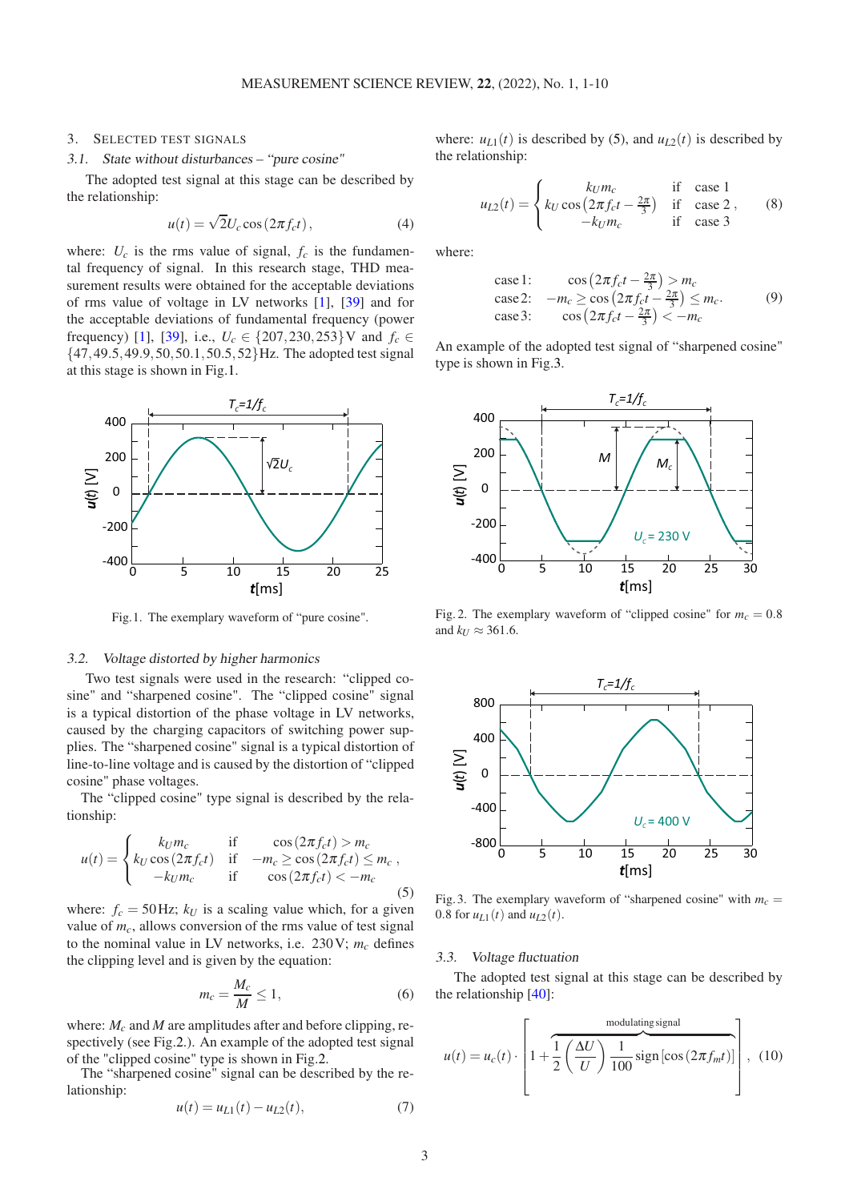## 3. Selected test signals

### 3.1. State without disturbances – "pure cosine"

The adopted test signal at this stage can be described by the relationship:

$$u(t) = \sqrt{2}U_c \cos(2\pi f_c t), \tag{4}$$

where: $U_c$ is the rms value of signal, $f_c$ is the fundamental frequency of signal. In this research stage, THD measurement results were obtained for the acceptable deviations of rms value of voltage in LV networks [1], [39] and for the acceptable deviations of fundamental frequency (power frequency) [1], [39], i.e., $U_c \in \{207, 230, 253\}$ V and $f_c \in \{47, 49.5, 49.9, 50, 50.1, 50.5, 52\}$ Hz. The adopted test signal at this stage is shown in Fig.1.

Fig. 1. The exemplary waveform of "pure cosine".

### 3.2. Voltage distorted by higher harmonics

Two test signals were used in the research: "clipped cosine" and "sharpened cosine". The "clipped cosine" signal is a typical distortion of the phase voltage in LV networks, caused by the charging capacitors of switching power supplies. The "sharpened cosine" signal is a typical distortion of line-to-line voltage and is caused by the distortion of "clipped cosine" phase voltages.

The "clipped cosine" type signal is described by the relationship:

$$u(t) = \begin{cases} k_U m_c & \text{if} \quad \cos(2\pi f_c t) > m_c \\ k_U \cos(2\pi f_c t) & \text{if} \quad -m_c \geq \cos(2\pi f_c t) \leq m_c \\ -k_U m_c & \text{if} \quad \cos(2\pi f_c t) < -m_c \end{cases}, \tag{5}$$

where: $f_c = 50$ Hz; $k_U$ is a scaling value which, for a given value of $m_c$, allows conversion of the rms value of test signal to the nominal value in LV networks, i.e. 230 V; $m_c$ defines the clipping level and is given by the equation:

$$m_c = \frac{M_c}{M} \leq 1, \tag{6}$$

where: $M_c$ and $M$ are amplitudes after and before clipping, respectively (see Fig.2.). An example of the adopted test signal of the "clipped cosine" type is shown in Fig.2.

The "sharpened cosine" signal can be described by the relationship:

$$u(t) = u_{L1}(t) - u_{L2}(t), \tag{7}$$

where: $u_{L1}(t)$ is described by (5), and $u_{L2}(t)$ is described by the relationship:

$$u_{L2}(t) = \begin{cases} k_U m_c & \text{if} \quad \text{case 1} \\ k_U \cos\left(2\pi f_c t - \frac{2\pi}{3}\right) & \text{if} \quad \text{case 2} \\ -k_U m_c & \text{if} \quad \text{case 3} \end{cases}, \tag{8}$$

where:

$$\begin{array}{ll} \text{case 1:} & \cos\left(2\pi f_c t - \frac{2\pi}{3}\right) > m_c \\ \text{case 2:} & -m_c \geq \cos\left(2\pi f_c t - \frac{2\pi}{3}\right) \leq m_c. \\ \text{case 3:} & \cos\left(2\pi f_c t - \frac{2\pi}{3}\right) < -m_c \end{array} \tag{9}$$

An example of the adopted test signal of "sharpened cosine" type is shown in Fig.3.

Fig. 2. The exemplary waveform of "clipped cosine" for $m_c = 0.8$ and $k_U \approx 361.6$.

Fig. 3. The exemplary waveform of "sharpened cosine" with $m_c = 0.8$ for $u_{L1}(t)$ and $u_{L2}(t)$.

### 3.3. Voltage fluctuation

The adopted test signal at this stage can be described by the relationship [40]:

$$u(t) = u_c(t) \cdot \left[ 1 + \overbrace{\frac{1}{2}\left(\frac{\Delta U}{U}\right)\frac{1}{100}\,\text{sign}\left[\cos(2\pi f_m t)\right]}^{\text{modulating signal}} \right], \tag{10}$$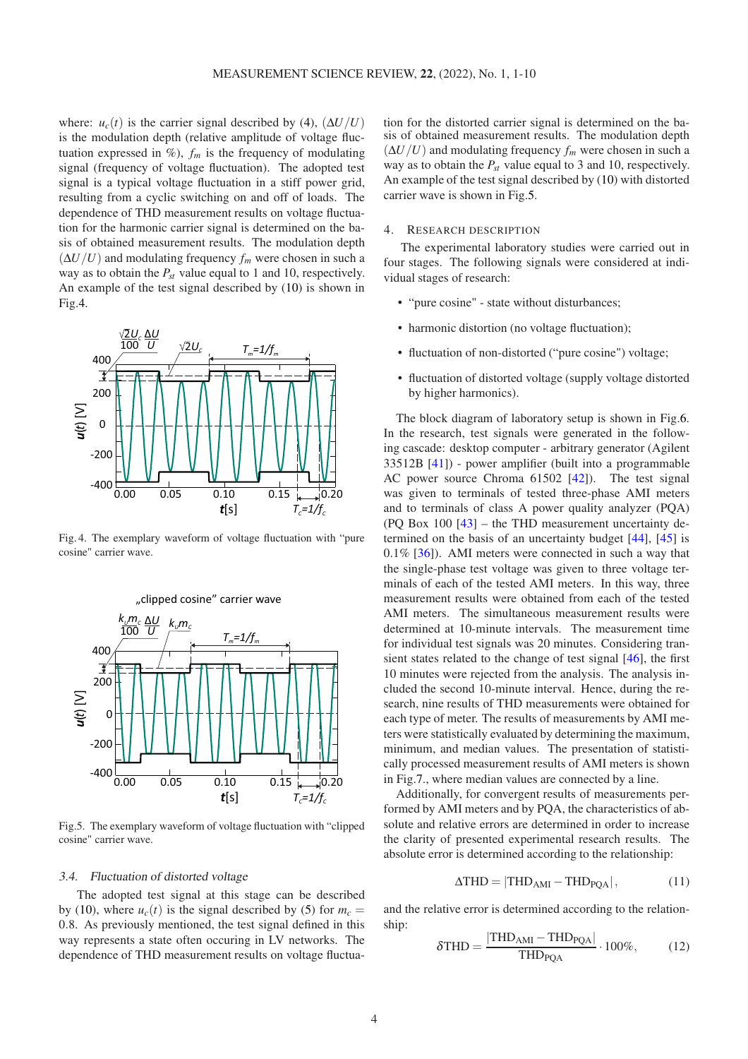where: $u_c(t)$ is the carrier signal described by (4), $(\Delta U/U)$ is the modulation depth (relative amplitude of voltage fluctuation expressed in %), $f_m$ is the frequency of modulating signal (frequency of voltage fluctuation). The adopted test signal is a typical voltage fluctuation in a stiff power grid, resulting from a cyclic switching on and off of loads. The dependence of THD measurement results on voltage fluctuation for the harmonic carrier signal is determined on the basis of obtained measurement results. The modulation depth $(\Delta U/U)$ and modulating frequency $f_m$ were chosen in such a way as to obtain the $P_{st}$ value equal to 1 and 10, respectively. An example of the test signal described by (10) is shown in Fig.4.

Fig. 4. The exemplary waveform of voltage fluctuation with "pure cosine" carrier wave.

Fig.5. The exemplary waveform of voltage fluctuation with "clipped cosine" carrier wave.

### 3.4. Fluctuation of distorted voltage

The adopted test signal at this stage can be described by (10), where $u_c(t)$ is the signal described by (5) for $m_c = 0.8$. As previously mentioned, the test signal defined in this way represents a state often occuring in LV networks. The dependence of THD measurement results on voltage fluctuation for the distorted carrier signal is determined on the basis of obtained measurement results. The modulation depth $(\Delta U/U)$ and modulating frequency $f_m$ were chosen in such a way as to obtain the $P_{st}$ value equal to 3 and 10, respectively. An example of the test signal described by (10) with distorted carrier wave is shown in Fig.5.

## 4. Research description

The experimental laboratory studies were carried out in four stages. The following signals were considered at individual stages of research:

- "pure cosine" - state without disturbances;
- harmonic distortion (no voltage fluctuation);
- fluctuation of non-distorted ("pure cosine") voltage;
- fluctuation of distorted voltage (supply voltage distorted by higher harmonics).

The block diagram of laboratory setup is shown in Fig.6. In the research, test signals were generated in the following cascade: desktop computer - arbitrary generator (Agilent 33512B [41]) - power amplifier (built into a programmable AC power source Chroma 61502 [42]). The test signal was given to terminals of tested three-phase AMI meters and to terminals of class A power quality analyzer (PQA) (PQ Box 100 [43] – the THD measurement uncertainty determined on the basis of an uncertainty budget [44], [45] is 0.1% [36]). AMI meters were connected in such a way that the single-phase test voltage was given to three voltage terminals of each of the tested AMI meters. In this way, three measurement results were obtained from each of the tested AMI meters. The simultaneous measurement results were determined at 10-minute intervals. The measurement time for individual test signals was 20 minutes. Considering transient states related to the change of test signal [46], the first 10 minutes were rejected from the analysis. The analysis included the second 10-minute interval. Hence, during the research, nine results of THD measurements were obtained for each type of meter. The results of measurements by AMI meters were statistically evaluated by determining the maximum, minimum, and median values. The presentation of statistically processed measurement results of AMI meters is shown in Fig.7., where median values are connected by a line.

Additionally, for convergent results of measurements performed by AMI meters and by PQA, the characteristics of absolute and relative errors are determined in order to increase the clarity of presented experimental research results. The absolute error is determined according to the relationship:

$$\Delta\text{THD} = |\text{THD}_{\text{AMI}} - \text{THD}_{\text{PQA}}|, \tag{11}$$

and the relative error is determined according to the relationship:

$$\delta\text{THD} = \frac{|\text{THD}_{\text{AMI}} - \text{THD}_{\text{PQA}}|}{\text{THD}_{\text{PQA}}} \cdot 100\%, \tag{12}$$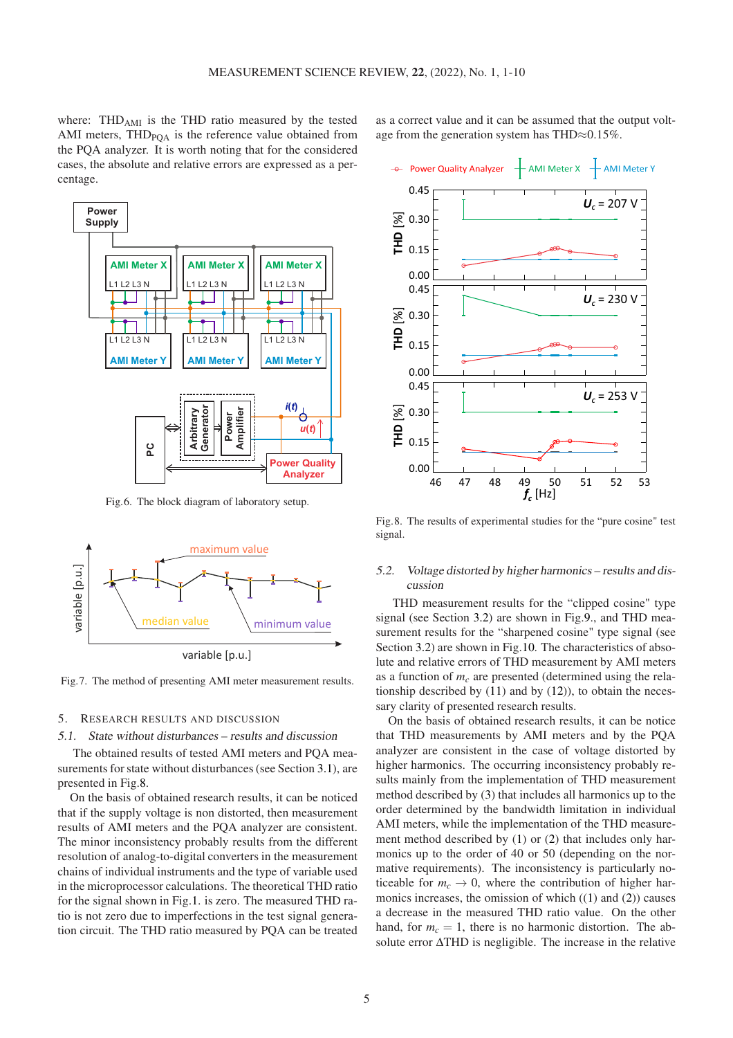where: $THD_{AMI}$ is the THD ratio measured by the tested AMI meters, $THD_{PQA}$ is the reference value obtained from the PQA analyzer. It is worth noting that for the considered cases, the absolute and relative errors are expressed as a percentage.

Fig. 6. The block diagram of laboratory setup.

Fig. 7. The method of presenting AMI meter measurement results.

## 5. Research results and discussion

### 5.1. State without disturbances – results and discussion

The obtained results of tested AMI meters and PQA measurements for state without disturbances (see Section 3.1), are presented in Fig.8.

On the basis of obtained research results, it can be noticed that if the supply voltage is non distorted, then measurement results of AMI meters and the PQA analyzer are consistent. The minor inconsistency probably results from the different resolution of analog-to-digital converters in the measurement chains of individual instruments and the type of variable used in the microprocessor calculations. The theoretical THD ratio for the signal shown in Fig.1. is zero. The measured THD ratio is not zero due to imperfections in the test signal generation circuit. The THD ratio measured by PQA can be treated as a correct value and it can be assumed that the output voltage from the generation system has THD≈0.15%.

Fig. 8. The results of experimental studies for the "pure cosine" test signal.

### 5.2. Voltage distorted by higher harmonics – results and discussion

THD measurement results for the "clipped cosine" type signal (see Section 3.2) are shown in Fig.9., and THD measurement results for the "sharpened cosine" type signal (see Section 3.2) are shown in Fig.10. The characteristics of absolute and relative errors of THD measurement by AMI meters as a function of $m_c$ are presented (determined using the relationship described by (11) and by (12)), to obtain the necessary clarity of presented research results.

On the basis of obtained research results, it can be notice that THD measurements by AMI meters and by the PQA analyzer are consistent in the case of voltage distorted by higher harmonics. The occurring inconsistency probably results mainly from the implementation of THD measurement method described by (3) that includes all harmonics up to the order determined by the bandwidth limitation in individual AMI meters, while the implementation of the THD measurement method described by (1) or (2) that includes only harmonics up to the order of 40 or 50 (depending on the normative requirements). The inconsistency is particularly noticeable for $m_c \to 0$, where the contribution of higher harmonics increases, the omission of which ((1) and (2)) causes a decrease in the measured THD ratio value. On the other hand, for $m_c = 1$, there is no harmonic distortion. The absolute error ΔTHD is negligible. The increase in the relative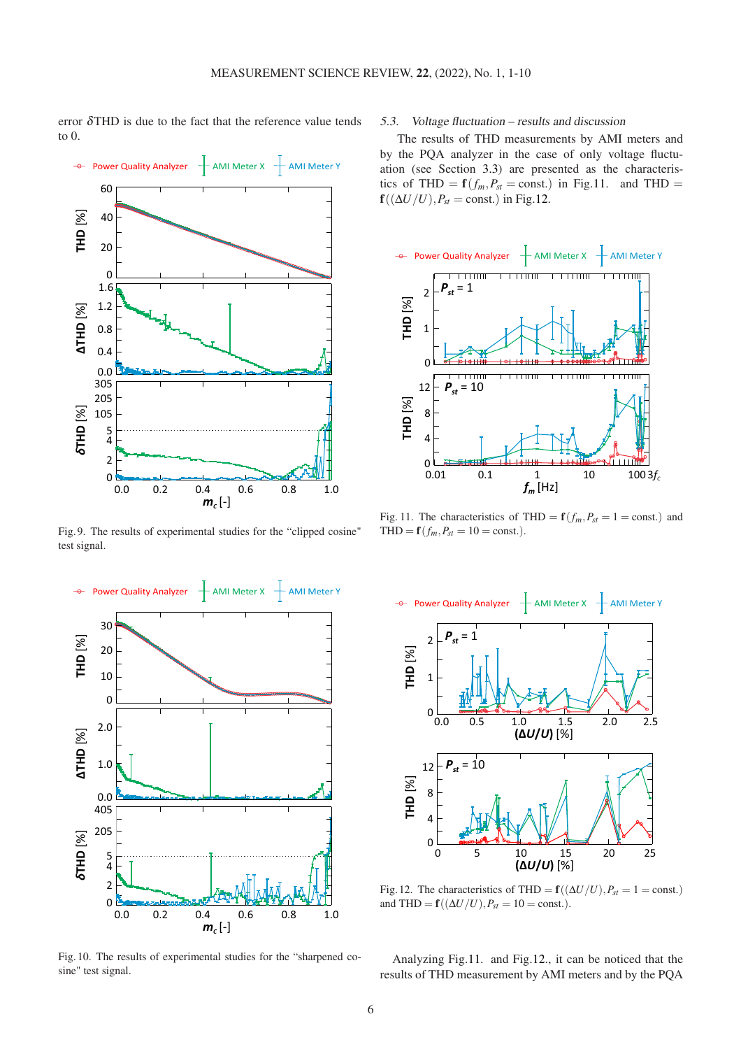error $\delta$THD is due to the fact that the reference value tends to 0.

Fig. 9. The results of experimental studies for the "clipped cosine" test signal.

Fig. 10. The results of experimental studies for the "sharpened cosine" test signal.

### 5.3. *Voltage fluctuation – results and discussion*

The results of THD measurements by AMI meters and by the PQA analyzer in the case of only voltage fluctuation (see Section 3.3) are presented as the characteristics of $\mathrm{THD} = \mathbf{f}(f_m, P_{st} = \mathrm{const.})$ in Fig.11. and $\mathrm{THD} = \mathbf{f}((\Delta U/U), P_{st} = \mathrm{const.})$ in Fig.12.

Fig. 11. The characteristics of $\mathrm{THD} = \mathbf{f}(f_m, P_{st} = 1 = \mathrm{const.})$ and $\mathrm{THD} = \mathbf{f}(f_m, P_{st} = 10 = \mathrm{const.})$.

Fig. 12. The characteristics of $\mathrm{THD} = \mathbf{f}((\Delta U/U), P_{st} = 1 = \mathrm{const.})$ and $\mathrm{THD} = \mathbf{f}((\Delta U/U), P_{st} = 10 = \mathrm{const.})$.

Analyzing Fig.11. and Fig.12., it can be noticed that the results of THD measurement by AMI meters and by the PQA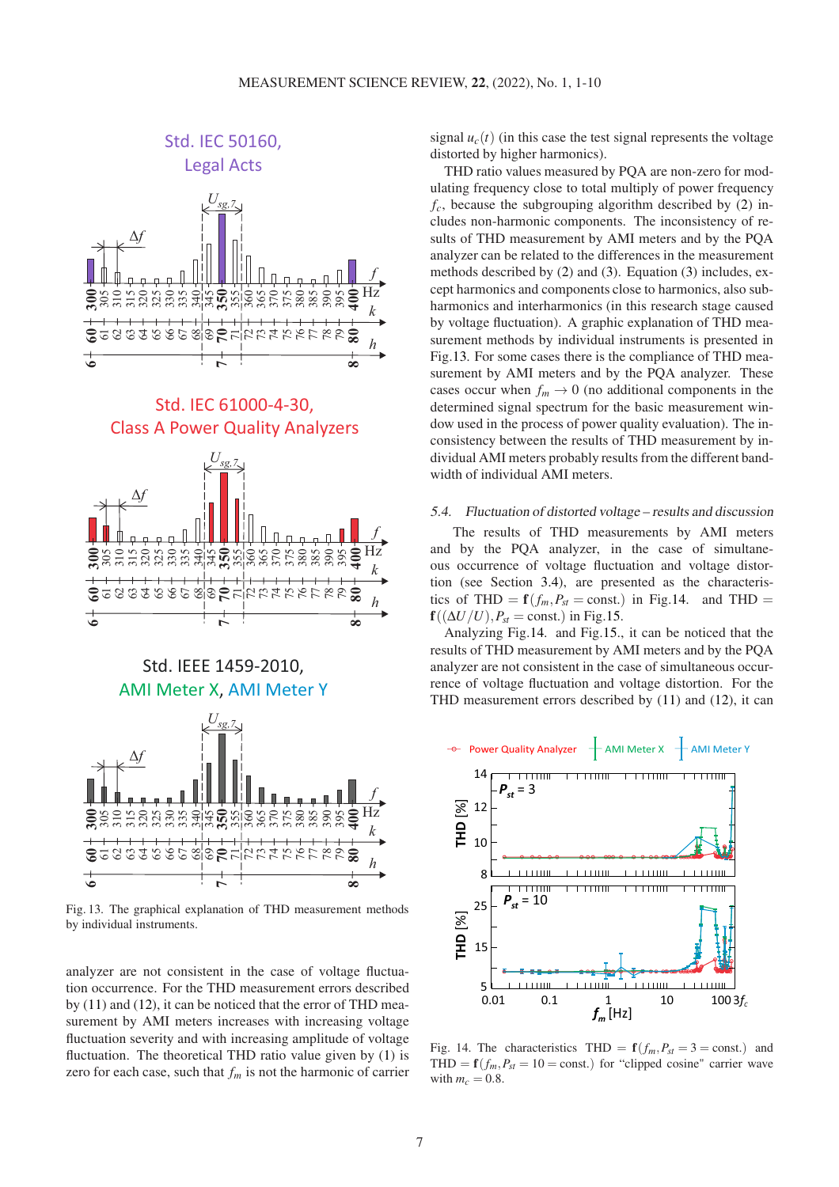Fig. 13. The graphical explanation of THD measurement methods by individual instruments.

analyzer are not consistent in the case of voltage fluctuation occurrence. For the THD measurement errors described by (11) and (12), it can be noticed that the error of THD measurement by AMI meters increases with increasing voltage fluctuation severity and with increasing amplitude of voltage fluctuation. The theoretical THD ratio value given by (1) is zero for each case, such that $f_m$ is not the harmonic of carrier signal $u_c(t)$ (in this case the test signal represents the voltage distorted by higher harmonics).

THD ratio values measured by PQA are non-zero for modulating frequency close to total multiply of power frequency $f_c$, because the subgrouping algorithm described by (2) includes non-harmonic components. The inconsistency of results of THD measurement by AMI meters and by the PQA analyzer can be related to the differences in the measurement methods described by (2) and (3). Equation (3) includes, except harmonics and components close to harmonics, also subharmonics and interharmonics (in this research stage caused by voltage fluctuation). A graphic explanation of THD measurement methods by individual instruments is presented in Fig.13. For some cases there is the compliance of THD measurement by AMI meters and by the PQA analyzer. These cases occur when $f_m \to 0$ (no additional components in the determined signal spectrum for the basic measurement window used in the process of power quality evaluation). The inconsistency between the results of THD measurement by individual AMI meters probably results from the different bandwidth of individual AMI meters.

### 5.4. Fluctuation of distorted voltage – results and discussion

The results of THD measurements by AMI meters and by the PQA analyzer, in the case of simultaneous occurrence of voltage fluctuation and voltage distortion (see Section 3.4), are presented as the characteristics of $\mathrm{THD} = \mathbf{f}(f_m, P_{st} = \mathrm{const.})$ in Fig.14. and $\mathrm{THD} = \mathbf{f}((\Delta U/U), P_{st} = \mathrm{const.})$ in Fig.15.

Analyzing Fig.14. and Fig.15., it can be noticed that the results of THD measurement by AMI meters and by the PQA analyzer are not consistent in the case of simultaneous occurrence of voltage fluctuation and voltage distortion. For the THD measurement errors described by (11) and (12), it can

Fig. 14. The characteristics $\mathrm{THD} = \mathbf{f}(f_m, P_{st} = 3 = \mathrm{const.})$ and $\mathrm{THD} = \mathbf{f}(f_m, P_{st} = 10 = \mathrm{const.})$ for "clipped cosine" carrier wave with $m_c = 0.8$.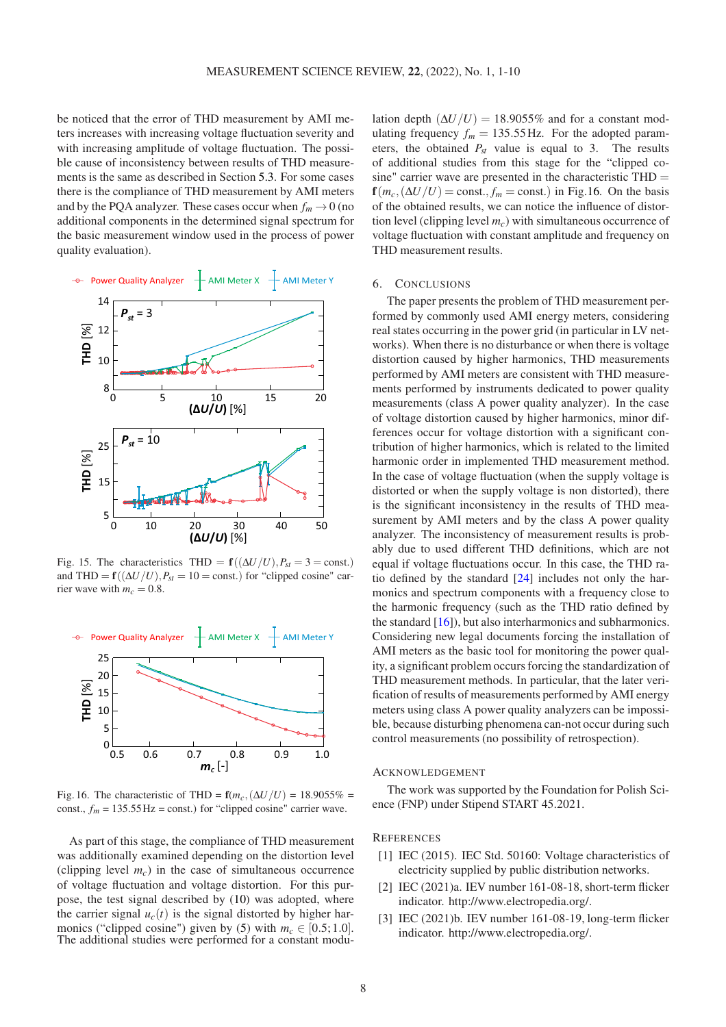be noticed that the error of THD measurement by AMI meters increases with increasing voltage fluctuation severity and with increasing amplitude of voltage fluctuation. The possible cause of inconsistency between results of THD measurements is the same as described in Section 5.3. For some cases there is the compliance of THD measurement by AMI meters and by the PQA analyzer. These cases occur when $f_m \to 0$ (no additional components in the determined signal spectrum for the basic measurement window used in the process of power quality evaluation).

Fig. 15. The characteristics $\mathrm{THD} = \mathbf{f}((\Delta U/U), P_{st} = 3 = \mathrm{const.})$ and $\mathrm{THD} = \mathbf{f}((\Delta U/U), P_{st} = 10 = \mathrm{const.})$ for "clipped cosine" carrier wave with $m_c = 0.8$.

Fig. 16. The characteristic of $\mathrm{THD} = \mathbf{f}(m_c, (\Delta U/U) = 18.9055\% = \mathrm{const.}, f_m = 135.55\,\mathrm{Hz} = \mathrm{const.})$ for "clipped cosine" carrier wave.

As part of this stage, the compliance of THD measurement was additionally examined depending on the distortion level (clipping level $m_c$) in the case of simultaneous occurrence of voltage fluctuation and voltage distortion. For this purpose, the test signal described by (10) was adopted, where the carrier signal $u_c(t)$ is the signal distorted by higher harmonics ("clipped cosine") given by (5) with $m_c \in [0.5; 1.0]$. The additional studies were performed for a constant modulation depth $(\Delta U/U) = 18.9055\%$ and for a constant modulating frequency $f_m = 135.55\,\mathrm{Hz}$. For the adopted parameters, the obtained $P_{st}$ value is equal to 3. The results of additional studies from this stage for the "clipped cosine" carrier wave are presented in the characteristic $\mathrm{THD} = \mathbf{f}(m_c, (\Delta U/U) = \mathrm{const.}, f_m = \mathrm{const.})$ in Fig.16. On the basis of the obtained results, we can notice the influence of distortion level (clipping level $m_c$) with simultaneous occurrence of voltage fluctuation with constant amplitude and frequency on THD measurement results.

## 6. Conclusions

The paper presents the problem of THD measurement performed by commonly used AMI energy meters, considering real states occurring in the power grid (in particular in LV networks). When there is no disturbance or when there is voltage distortion caused by higher harmonics, THD measurements performed by AMI energy meters are consistent with THD measurements performed by instruments dedicated to power quality measurements (class A power quality analyzer). In the case of voltage distortion caused by higher harmonics, minor differences occur for voltage distortion with a significant contribution of higher harmonics, which is related to the limited harmonic order in implemented THD measurement method. In the case of voltage fluctuation (when the supply voltage is distorted or when the supply voltage is non distorted), there is the significant inconsistency in the results of THD measurement by AMI meters and by the class A power quality analyzer. The inconsistency of measurement results is probably due to used different THD definitions, which are not equal if voltage fluctuations occur. In this case, the THD ratio defined by the standard [24] includes not only the harmonics and spectrum components with a frequency close to the harmonic frequency (such as the THD ratio defined by the standard [16]), but also interharmonics and subharmonics. Considering new legal documents forcing the installation of AMI meters as the basic tool for monitoring the power quality, a significant problem occurs forcing the standardization of THD measurement methods. In particular, that the later verification of results of measurements performed by AMI energy meters using class A power quality analyzers can be impossible, because disturbing phenomena can-not occur during such control measurements (no possibility of retrospection).

## Acknowledgement

The work was supported by the Foundation for Polish Science (FNP) under Stipend START 45.2021.

## References

[1] IEC (2015). IEC Std. 50160: Voltage characteristics of electricity supplied by public distribution networks.

[2] IEC (2021)a. IEV number 161-08-18, short-term flicker indicator. http://www.electropedia.org/.

[3] IEC (2021)b. IEV number 161-08-19, long-term flicker indicator. http://www.electropedia.org/.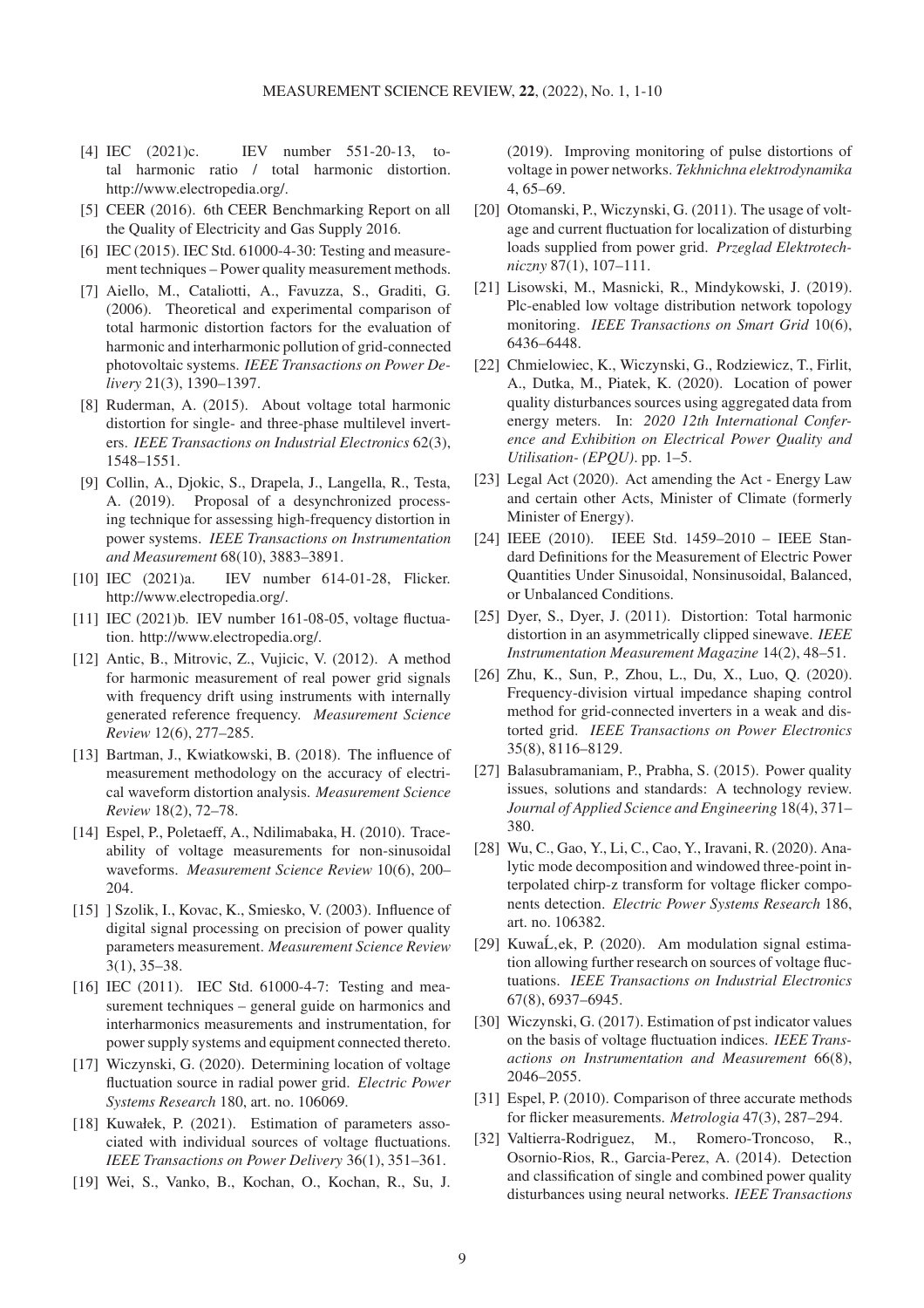[4] IEC (2021)c. IEV number 551-20-13, total harmonic ratio / total harmonic distortion. http://www.electropedia.org/.

[5] CEER (2016). 6th CEER Benchmarking Report on all the Quality of Electricity and Gas Supply 2016.

[6] IEC (2015). IEC Std. 61000-4-30: Testing and measurement techniques – Power quality measurement methods.

[7] Aiello, M., Cataliotti, A., Favuzza, S., Graditi, G. (2006). Theoretical and experimental comparison of total harmonic distortion factors for the evaluation of harmonic and interharmonic pollution of grid-connected photovoltaic systems. *IEEE Transactions on Power Delivery* 21(3), 1390–1397.

[8] Ruderman, A. (2015). About voltage total harmonic distortion for single- and three-phase multilevel inverters. *IEEE Transactions on Industrial Electronics* 62(3), 1548–1551.

[9] Collin, A., Djokic, S., Drapela, J., Langella, R., Testa, A. (2019). Proposal of a desynchronized processing technique for assessing high-frequency distortion in power systems. *IEEE Transactions on Instrumentation and Measurement* 68(10), 3883–3891.

[10] IEC (2021)a. IEV number 614-01-28, Flicker. http://www.electropedia.org/.

[11] IEC (2021)b. IEV number 161-08-05, voltage fluctuation. http://www.electropedia.org/.

[12] Antic, B., Mitrovic, Z., Vujicic, V. (2012). A method for harmonic measurement of real power grid signals with frequency drift using instruments with internally generated reference frequency. *Measurement Science Review* 12(6), 277–285.

[13] Bartman, J., Kwiatkowski, B. (2018). The influence of measurement methodology on the accuracy of electrical waveform distortion analysis. *Measurement Science Review* 18(2), 72–78.

[14] Espel, P., Poletaeff, A., Ndilimabaka, H. (2010). Traceability of voltage measurements for non-sinusoidal waveforms. *Measurement Science Review* 10(6), 200–204.

[15] ] Szolik, I., Kovac, K., Smiesko, V. (2003). Influence of digital signal processing on precision of power quality parameters measurement. *Measurement Science Review* 3(1), 35–38.

[16] IEC (2011). IEC Std. 61000-4-7: Testing and measurement techniques – general guide on harmonics and interharmonics measurements and instrumentation, for power supply systems and equipment connected thereto.

[17] Wiczynski, G. (2020). Determining location of voltage fluctuation source in radial power grid. *Electric Power Systems Research* 180, art. no. 106069.

[18] Kuwałek, P. (2021). Estimation of parameters associated with individual sources of voltage fluctuations. *IEEE Transactions on Power Delivery* 36(1), 351–361.

[19] Wei, S., Vanko, B., Kochan, O., Kochan, R., Su, J. (2019). Improving monitoring of pulse distortions of voltage in power networks. *Tekhnichna elektrodynamika* 4, 65–69.

[20] Otomanski, P., Wiczynski, G. (2011). The usage of voltage and current fluctuation for localization of disturbing loads supplied from power grid. *Przeglad Elektrotechniczny* 87(1), 107–111.

[21] Lisowski, M., Masnicki, R., Mindykowski, J. (2019). Plc-enabled low voltage distribution network topology monitoring. *IEEE Transactions on Smart Grid* 10(6), 6436–6448.

[22] Chmielowiec, K., Wiczynski, G., Rodziewicz, T., Firlit, A., Dutka, M., Piatek, K. (2020). Location of power quality disturbances sources using aggregated data from energy meters. In: *2020 12th International Conference and Exhibition on Electrical Power Quality and Utilisation- (EPQU)*. pp. 1–5.

[23] Legal Act (2020). Act amending the Act - Energy Law and certain other Acts, Minister of Climate (formerly Minister of Energy).

[24] IEEE (2010). IEEE Std. 1459–2010 – IEEE Standard Definitions for the Measurement of Electric Power Quantities Under Sinusoidal, Nonsinusoidal, Balanced, or Unbalanced Conditions.

[25] Dyer, S., Dyer, J. (2011). Distortion: Total harmonic distortion in an asymmetrically clipped sinewave. *IEEE Instrumentation Measurement Magazine* 14(2), 48–51.

[26] Zhu, K., Sun, P., Zhou, L., Du, X., Luo, Q. (2020). Frequency-division virtual impedance shaping control method for grid-connected inverters in a weak and distorted grid. *IEEE Transactions on Power Electronics* 35(8), 8116–8129.

[27] Balasubramaniam, P., Prabha, S. (2015). Power quality issues, solutions and standards: A technology review. *Journal of Applied Science and Engineering* 18(4), 371–380.

[28] Wu, C., Gao, Y., Li, C., Cao, Y., Iravani, R. (2020). Analytic mode decomposition and windowed three-point interpolated chirp-z transform for voltage flicker components detection. *Electric Power Systems Research* 186, art. no. 106382.

[29] KuwaĹ,ek, P. (2020). Am modulation signal estimation allowing further research on sources of voltage fluctuations. *IEEE Transactions on Industrial Electronics* 67(8), 6937–6945.

[30] Wiczynski, G. (2017). Estimation of pst indicator values on the basis of voltage fluctuation indices. *IEEE Transactions on Instrumentation and Measurement* 66(8), 2046–2055.

[31] Espel, P. (2010). Comparison of three accurate methods for flicker measurements. *Metrologia* 47(3), 287–294.

[32] Valtierra-Rodriguez, M., Romero-Troncoso, R., Osornio-Rios, R., Garcia-Perez, A. (2014). Detection and classification of single and combined power quality disturbances using neural networks. *IEEE Transactions*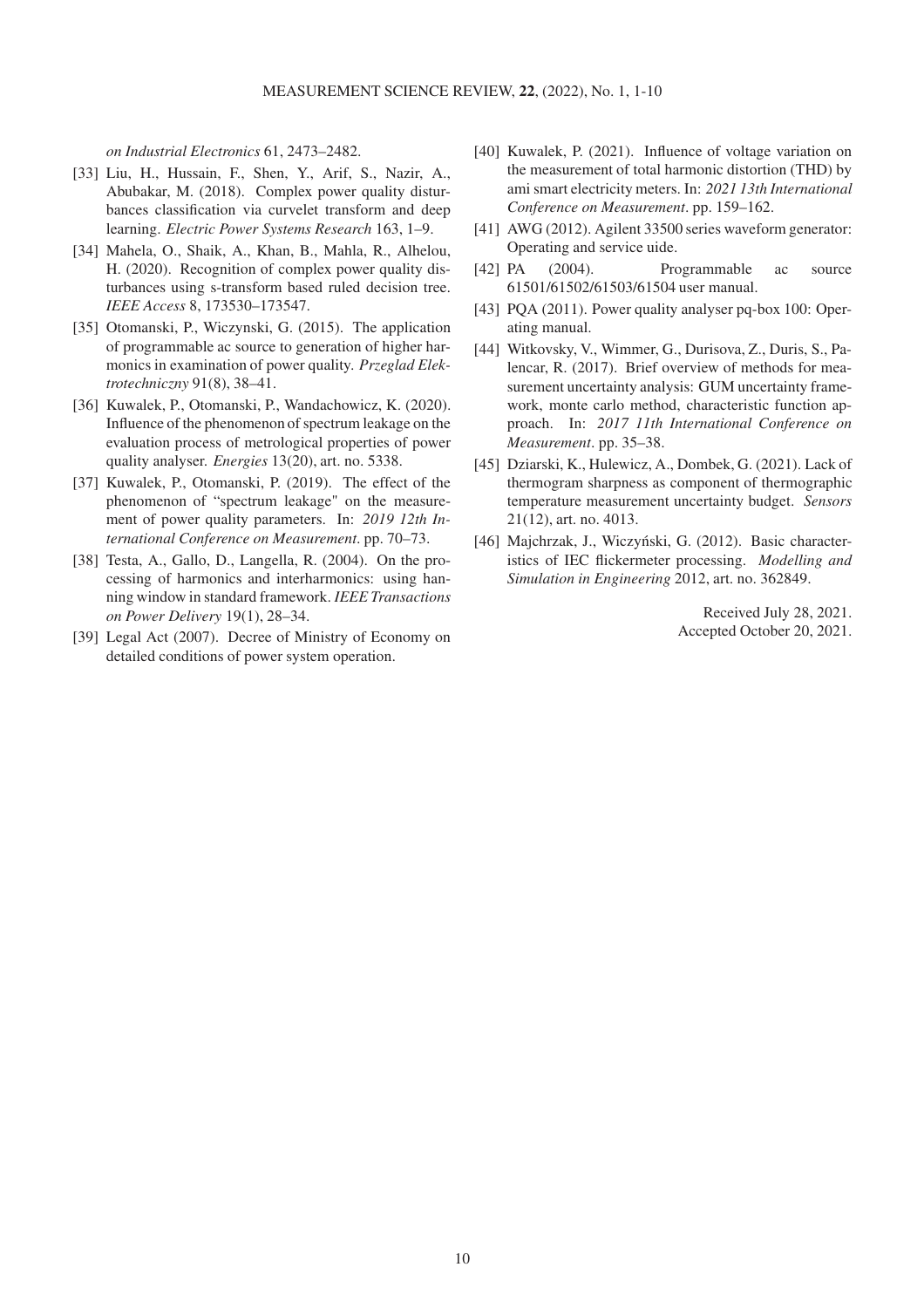*on Industrial Electronics* 61, 2473–2482.

[33] Liu, H., Hussain, F., Shen, Y., Arif, S., Nazir, A., Abubakar, M. (2018). Complex power quality disturbances classification via curvelet transform and deep learning. *Electric Power Systems Research* 163, 1–9.

[34] Mahela, O., Shaik, A., Khan, B., Mahla, R., Alhelou, H. (2020). Recognition of complex power quality disturbances using s-transform based ruled decision tree. *IEEE Access* 8, 173530–173547.

[35] Otomanski, P., Wiczynski, G. (2015). The application of programmable ac source to generation of higher harmonics in examination of power quality. *Przeglad Elektrotechniczny* 91(8), 38–41.

[36] Kuwalek, P., Otomanski, P., Wandachowicz, K. (2020). Influence of the phenomenon of spectrum leakage on the evaluation process of metrological properties of power quality analyser. *Energies* 13(20), art. no. 5338.

[37] Kuwalek, P., Otomanski, P. (2019). The effect of the phenomenon of "spectrum leakage" on the measurement of power quality parameters. In: *2019 12th International Conference on Measurement*. pp. 70–73.

[38] Testa, A., Gallo, D., Langella, R. (2004). On the processing of harmonics and interharmonics: using hanning window in standard framework. *IEEE Transactions on Power Delivery* 19(1), 28–34.

[39] Legal Act (2007). Decree of Ministry of Economy on detailed conditions of power system operation.

[40] Kuwalek, P. (2021). Influence of voltage variation on the measurement of total harmonic distortion (THD) by ami smart electricity meters. In: *2021 13th International Conference on Measurement*. pp. 159–162.

[41] AWG (2012). Agilent 33500 series waveform generator: Operating and service uide.

[42] PA (2004). Programmable ac source 61501/61502/61503/61504 user manual.

[43] PQA (2011). Power quality analyser pq-box 100: Operating manual.

[44] Witkovsky, V., Wimmer, G., Durisova, Z., Duris, S., Palencar, R. (2017). Brief overview of methods for measurement uncertainty analysis: GUM uncertainty framework, monte carlo method, characteristic function approach. In: *2017 11th International Conference on Measurement*. pp. 35–38.

[45] Dziarski, K., Hulewicz, A., Dombek, G. (2021). Lack of thermogram sharpness as component of thermographic temperature measurement uncertainty budget. *Sensors* 21(12), art. no. 4013.

[46] Majchrzak, J., Wiczyński, G. (2012). Basic characteristics of IEC flickermeter processing. *Modelling and Simulation in Engineering* 2012, art. no. 362849.

Received July 28, 2021.
Accepted October 20, 2021.